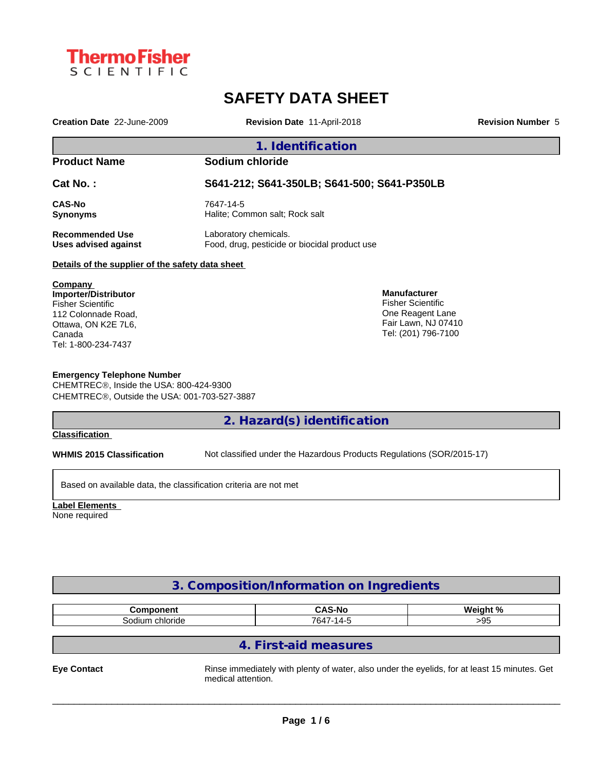ThermoFisher SCIENTIFIC

# SAFETY DATA SHEET

**Creation Date** 22-June-2009 **Revision Date** 11-April-2018 **Revision Number** 5

## 1. Identification

**Product Name** Sodium chloride

**Cat No. :** S641-212; S641-350LB; S641-500; S641-P350LB

**CAS-No** 7647-14-5
**Synonyms** Halite; Common salt; Rock salt

**Recommended Use** Laboratory chemicals.
**Uses advised against** Food, drug, pesticide or biocidal product use

**Details of the supplier of the safety data sheet**

**Company**
**Importer/Distributor**
Fisher Scientific
112 Colonnade Road,
Ottawa, ON K2E 7L6,
Canada
Tel: 1-800-234-7437

**Manufacturer**
Fisher Scientific
One Reagent Lane
Fair Lawn, NJ 07410
Tel: (201) 796-7100

**Emergency Telephone Number**
CHEMTREC®, Inside the USA: 800-424-9300
CHEMTREC®, Outside the USA: 001-703-527-3887

## 2. Hazard(s) identification

**Classification**

**WHMIS 2015 Classification** Not classified under the Hazardous Products Regulations (SOR/2015-17)

Based on available data, the classification criteria are not met

**Label Elements**
None required

## 3. Composition/Information on Ingredients

| Component | CAS-No | Weight % |
|---|---|---|
| Sodium chloride | 7647-14-5 | >95 |

## 4. First-aid measures

**Eye Contact** Rinse immediately with plenty of water, also under the eyelids, for at least 15 minutes. Get medical attention.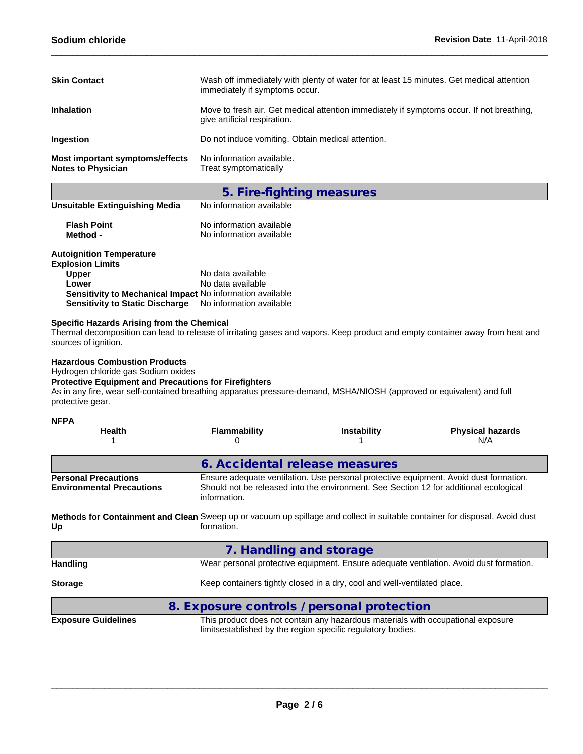**Skin Contact** Wash off immediately with plenty of water for at least 15 minutes. Get medical attention immediately if symptoms occur.

**Inhalation** Move to fresh air. Get medical attention immediately if symptoms occur. If not breathing, give artificial respiration.

**Ingestion** Do not induce vomiting. Obtain medical attention.

**Most important symptoms/effects** No information available.
**Notes to Physician** Treat symptomatically

## 5. Fire-fighting measures

**Unsuitable Extinguishing Media** No information available

**Flash Point** No information available
**Method -** No information available

**Autoignition Temperature**
**Explosion Limits**
**Upper** No data available
**Lower** No data available
**Sensitivity to Mechanical Impact** No information available
**Sensitivity to Static Discharge** No information available

**Specific Hazards Arising from the Chemical**
Thermal decomposition can lead to release of irritating gases and vapors. Keep product and empty container away from heat and sources of ignition.

**Hazardous Combustion Products**
Hydrogen chloride gas Sodium oxides
**Protective Equipment and Precautions for Firefighters**
As in any fire, wear self-contained breathing apparatus pressure-demand, MSHA/NIOSH (approved or equivalent) and full protective gear.

**NFPA**

| Health | Flammability | Instability | Physical hazards |
|---|---|---|---|
| 1 | 0 | 1 | N/A |

## 6. Accidental release measures

**Personal Precautions** Ensure adequate ventilation. Use personal protective equipment. Avoid dust formation.
**Environmental Precautions** Should not be released into the environment. See Section 12 for additional ecological information.

**Methods for Containment and Clean Up** Sweep up or vacuum up spillage and collect in suitable container for disposal. Avoid dust formation.

## 7. Handling and storage

**Handling** Wear personal protective equipment. Ensure adequate ventilation. Avoid dust formation.

**Storage** Keep containers tightly closed in a dry, cool and well-ventilated place.

## 8. Exposure controls / personal protection

**Exposure Guidelines** This product does not contain any hazardous materials with occupational exposure limitsestablished by the region specific regulatory bodies.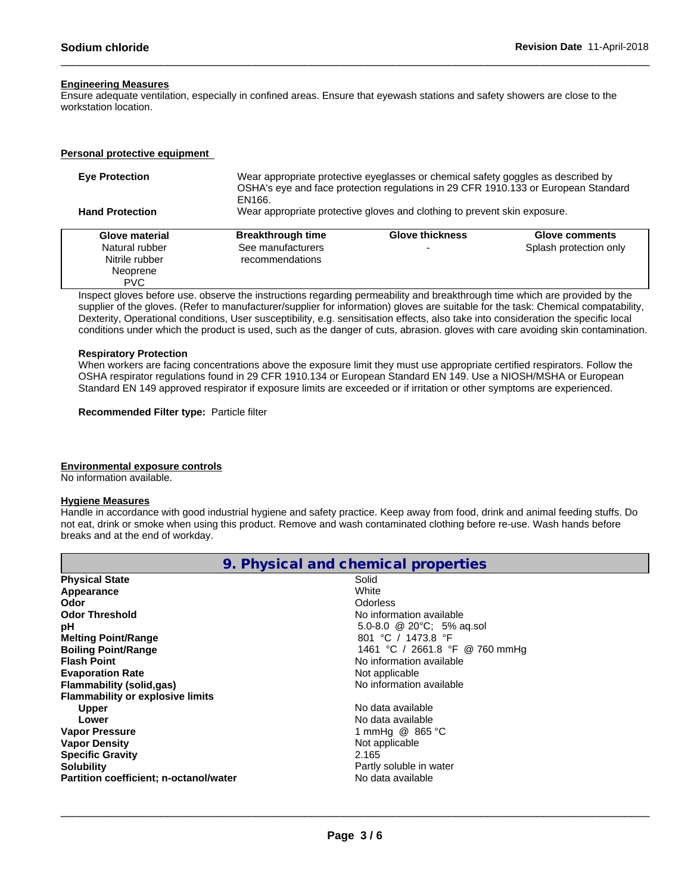### Engineering Measures

Ensure adequate ventilation, especially in confined areas. Ensure that eyewash stations and safety showers are close to the workstation location.

### Personal protective equipment

**Eye Protection** Wear appropriate protective eyeglasses or chemical safety goggles as described by OSHA's eye and face protection regulations in 29 CFR 1910.133 or European Standard EN166.

**Hand Protection** Wear appropriate protective gloves and clothing to prevent skin exposure.

| Glove material | Breakthrough time | Glove thickness | Glove comments |
|---|---|---|---|
| Natural rubber<br>Nitrile rubber<br>Neoprene<br>PVC | See manufacturers recommendations | - | Splash protection only |

Inspect gloves before use. observe the instructions regarding permeability and breakthrough time which are provided by the supplier of the gloves. (Refer to manufacturer/supplier for information) gloves are suitable for the task: Chemical compatability, Dexterity, Operational conditions, User susceptibility, e.g. sensitisation effects, also take into consideration the specific local conditions under which the product is used, such as the danger of cuts, abrasion. gloves with care avoiding skin contamination.

**Respiratory Protection**

When workers are facing concentrations above the exposure limit they must use appropriate certified respirators. Follow the OSHA respirator regulations found in 29 CFR 1910.134 or European Standard EN 149. Use a NIOSH/MSHA or European Standard EN 149 approved respirator if exposure limits are exceeded or if irritation or other symptoms are experienced.

**Recommended Filter type:** Particle filter

### Environmental exposure controls

No information available.

### Hygiene Measures

Handle in accordance with good industrial hygiene and safety practice. Keep away from food, drink and animal feeding stuffs. Do not eat, drink or smoke when using this product. Remove and wash contaminated clothing before re-use. Wash hands before breaks and at the end of workday.

## 9. Physical and chemical properties

| | |
|---|---|
| **Physical State** | Solid |
| **Appearance** | White |
| **Odor** | Odorless |
| **Odor Threshold** | No information available |
| **pH** | 5.0-8.0 @ 20°C; 5% aq.sol |
| **Melting Point/Range** | 801 °C / 1473.8 °F |
| **Boiling Point/Range** | 1461 °C / 2661.8 °F @ 760 mmHg |
| **Flash Point** | No information available |
| **Evaporation Rate** | Not applicable |
| **Flammability (solid,gas)** | No information available |
| **Flammability or explosive limits** | |
| **Upper** | No data available |
| **Lower** | No data available |
| **Vapor Pressure** | 1 mmHg @ 865 °C |
| **Vapor Density** | Not applicable |
| **Specific Gravity** | 2.165 |
| **Solubility** | Partly soluble in water |
| **Partition coefficient; n-octanol/water** | No data available |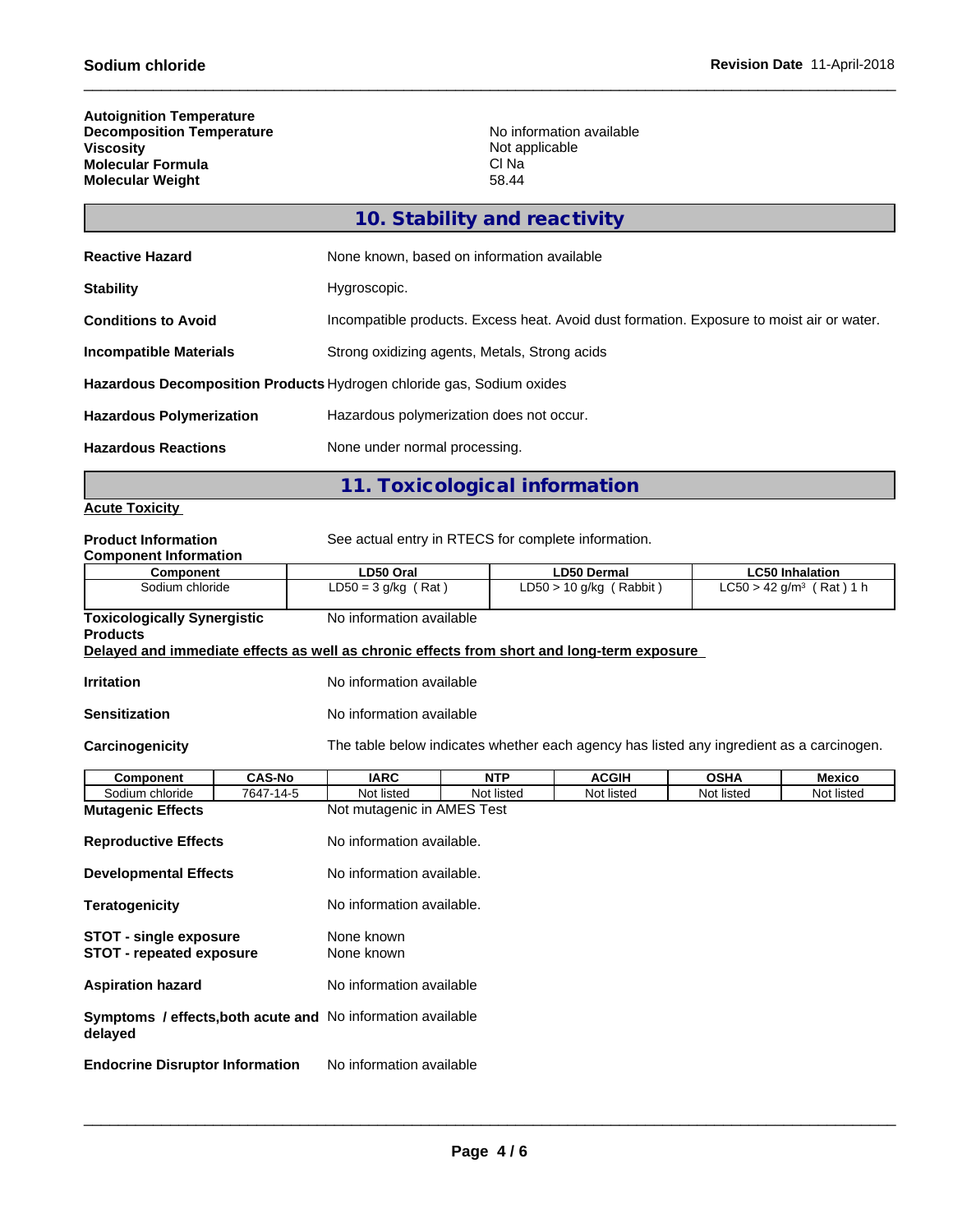| | |
|---|---|
| **Autoignition Temperature** | |
| **Decomposition Temperature** | No information available |
| **Viscosity** | Not applicable |
| **Molecular Formula** | Cl Na |
| **Molecular Weight** | 58.44 |

## 10. Stability and reactivity

| | |
|---|---|
| **Reactive Hazard** | None known, based on information available |
| **Stability** | Hygroscopic. |
| **Conditions to Avoid** | Incompatible products. Excess heat. Avoid dust formation. Exposure to moist air or water. |
| **Incompatible Materials** | Strong oxidizing agents, Metals, Strong acids |
| **Hazardous Decomposition Products** | Hydrogen chloride gas, Sodium oxides |
| **Hazardous Polymerization** | Hazardous polymerization does not occur. |
| **Hazardous Reactions** | None under normal processing. |

## 11. Toxicological information

**Acute Toxicity**

**Product Information** See actual entry in RTECS for complete information.

**Component Information**

| Component | LD50 Oral | LD50 Dermal | LC50 Inhalation |
|---|---|---|---|
| Sodium chloride | LD50 = 3 g/kg ( Rat ) | LD50 > 10 g/kg ( Rabbit ) | LC50 > 42 g/m³ ( Rat ) 1 h |

**Toxicologically Synergistic Products** No information available

**Delayed and immediate effects as well as chronic effects from short and long-term exposure**

| | |
|---|---|
| **Irritation** | No information available |
| **Sensitization** | No information available |
| **Carcinogenicity** | The table below indicates whether each agency has listed any ingredient as a carcinogen. |

| Component | CAS-No | IARC | NTP | ACGIH | OSHA | Mexico |
|---|---|---|---|---|---|---|
| Sodium chloride | 7647-14-5 | Not listed | Not listed | Not listed | Not listed | Not listed |

| | |
|---|---|
| **Mutagenic Effects** | Not mutagenic in AMES Test |
| **Reproductive Effects** | No information available. |
| **Developmental Effects** | No information available. |
| **Teratogenicity** | No information available. |
| **STOT - single exposure** | None known |
| **STOT - repeated exposure** | None known |
| **Aspiration hazard** | No information available |
| **Symptoms / effects,both acute and delayed** | No information available |
| **Endocrine Disruptor Information** | No information available |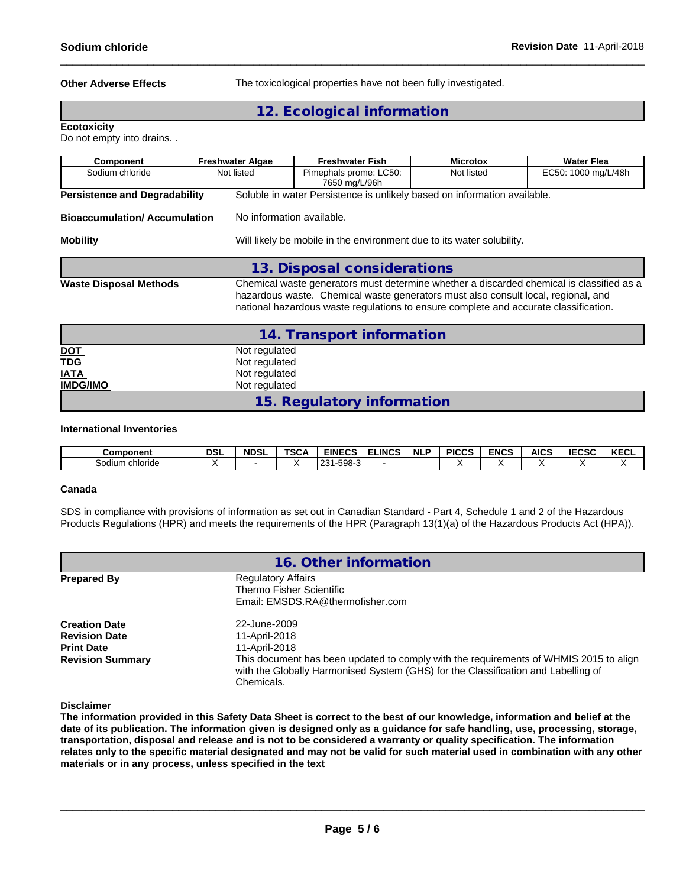**Other Adverse Effects** The toxicological properties have not been fully investigated.

## 12. Ecological information

**Ecotoxicity**

Do not empty into drains. .

| Component | Freshwater Algae | Freshwater Fish | Microtox | Water Flea |
|---|---|---|---|---|
| Sodium chloride | Not listed | Pimephals prome: LC50: 7650 mg/L/96h | Not listed | EC50: 1000 mg/L/48h |

**Persistence and Degradability** Soluble in water Persistence is unlikely based on information available.

**Bioaccumulation/ Accumulation** No information available.

**Mobility** Will likely be mobile in the environment due to its water solubility.

## 13. Disposal considerations

**Waste Disposal Methods** Chemical waste generators must determine whether a discarded chemical is classified as a hazardous waste. Chemical waste generators must also consult local, regional, and national hazardous waste regulations to ensure complete and accurate classification.

## 14. Transport information

**DOT** Not regulated
**TDG** Not regulated
**IATA** Not regulated
**IMDG/IMO** Not regulated

## 15. Regulatory information

**International Inventories**

| Component | DSL | NDSL | TSCA | EINECS | ELINCS | NLP | PICCS | ENCS | AICS | IECSC | KECL |
|---|---|---|---|---|---|---|---|---|---|---|---|
| Sodium chloride | X | - | X | 231-598-3 | - | | X | X | X | X | X |

**Canada**

SDS in compliance with provisions of information as set out in Canadian Standard - Part 4, Schedule 1 and 2 of the Hazardous Products Regulations (HPR) and meets the requirements of the HPR (Paragraph 13(1)(a) of the Hazardous Products Act (HPA)).

## 16. Other information

**Prepared By** Regulatory Affairs
Thermo Fisher Scientific
Email: EMSDS.RA@thermofisher.com

**Creation Date** 22-June-2009
**Revision Date** 11-April-2018
**Print Date** 11-April-2018
**Revision Summary** This document has been updated to comply with the requirements of WHMIS 2015 to align with the Globally Harmonised System (GHS) for the Classification and Labelling of Chemicals.

**Disclaimer**

**The information provided in this Safety Data Sheet is correct to the best of our knowledge, information and belief at the date of its publication. The information given is designed only as a guidance for safe handling, use, processing, storage, transportation, disposal and release and is not to be considered a warranty or quality specification. The information relates only to the specific material designated and may not be valid for such material used in combination with any other materials or in any process, unless specified in the text**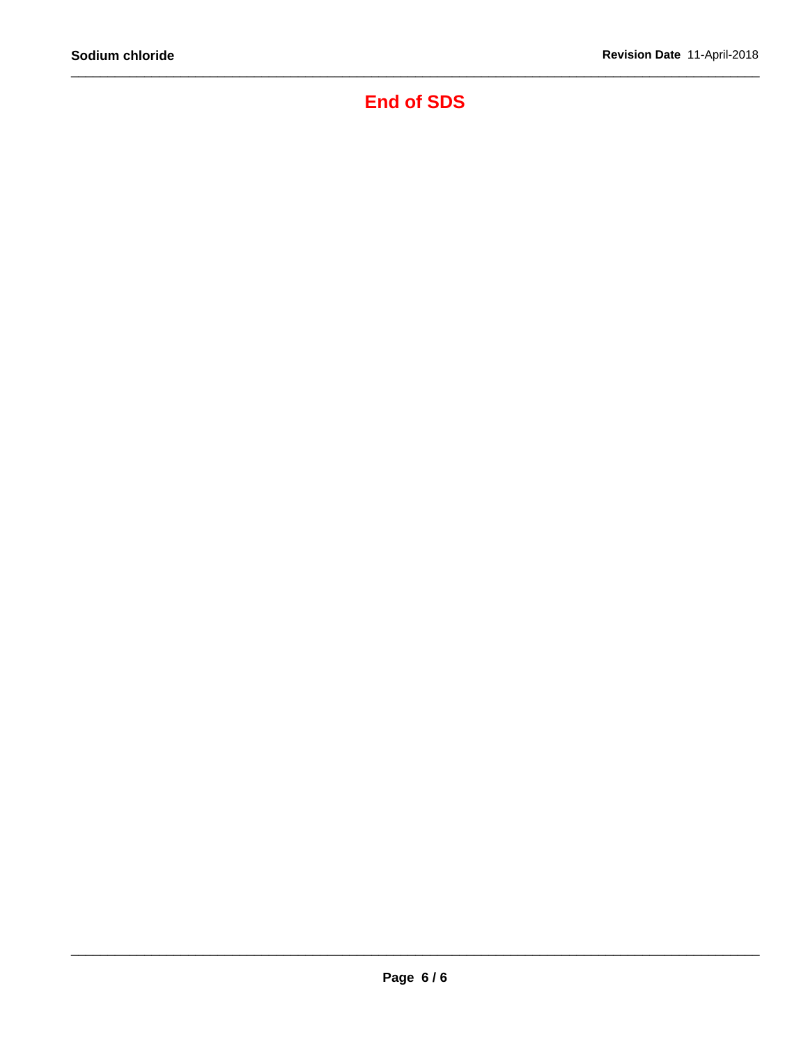**End of SDS**